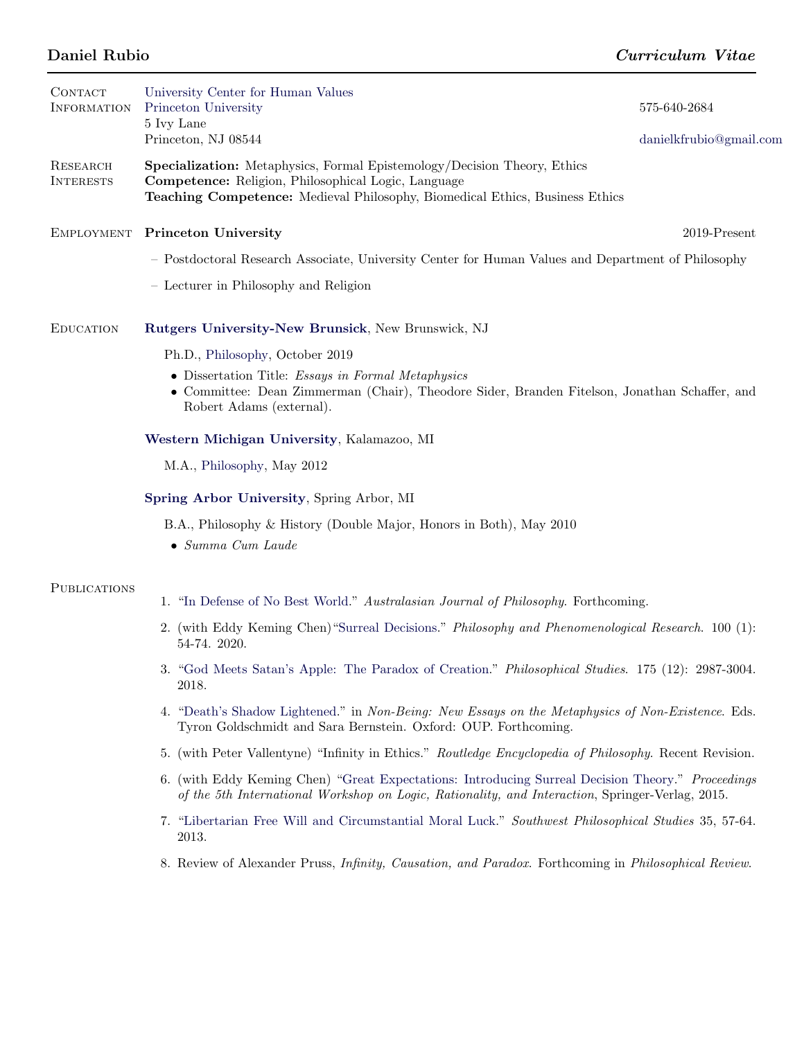# Daniel Rubio

***Curriculum Vitae***

## Contact Information

University Center for Human Values
Princeton University
5 Ivy Lane
Princeton, NJ 08544

575-640-2684

danielkfrubio@gmail.com

## Research Interests

**Specialization:** Metaphysics, Formal Epistemology/Decision Theory, Ethics
**Competence:** Religion, Philosophical Logic, Language
**Teaching Competence:** Medieval Philosophy, Biomedical Ethics, Business Ethics

## Employment

**Princeton University** 2019-Present

- Postdoctoral Research Associate, University Center for Human Values and Department of Philosophy
- Lecturer in Philosophy and Religion

## Education

**Rutgers University-New Brunsick**, New Brunswick, NJ

Ph.D., Philosophy, October 2019

- Dissertation Title: *Essays in Formal Metaphysics*
- Committee: Dean Zimmerman (Chair), Theodore Sider, Branden Fitelson, Jonathan Schaffer, and Robert Adams (external).

**Western Michigan University**, Kalamazoo, MI

M.A., Philosophy, May 2012

**Spring Arbor University**, Spring Arbor, MI

B.A., Philosophy & History (Double Major, Honors in Both), May 2010

- *Summa Cum Laude*

## Publications

1. "In Defense of No Best World." *Australasian Journal of Philosophy*. Forthcoming.
2. (with Eddy Keming Chen)"Surreal Decisions." *Philosophy and Phenomenological Research*. 100 (1): 54-74. 2020.
3. "God Meets Satan's Apple: The Paradox of Creation." *Philosophical Studies*. 175 (12): 2987-3004. 2018.
4. "Death's Shadow Lightened." in *Non-Being: New Essays on the Metaphysics of Non-Existence*. Eds. Tyron Goldschmidt and Sara Bernstein. Oxford: OUP. Forthcoming.
5. (with Peter Vallentyne) "Infinity in Ethics." *Routledge Encyclopedia of Philosophy*. Recent Revision.
6. (with Eddy Keming Chen) "Great Expectations: Introducing Surreal Decision Theory." *Proceedings of the 5th International Workshop on Logic, Rationality, and Interaction*, Springer-Verlag, 2015.
7. "Libertarian Free Will and Circumstantial Moral Luck." *Southwest Philosophical Studies* 35, 57-64. 2013.
8. Review of Alexander Pruss, *Infinity, Causation, and Paradox*. Forthcoming in *Philosophical Review*.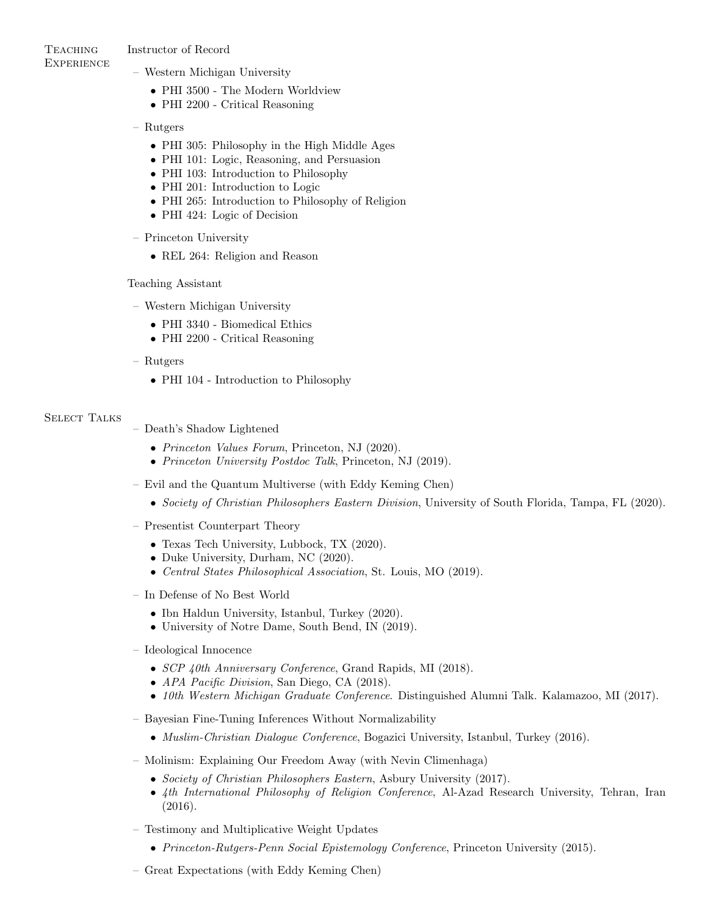## Teaching Experience

Instructor of Record

- Western Michigan University
  - PHI 3500 - The Modern Worldview
  - PHI 2200 - Critical Reasoning
- Rutgers
  - PHI 305: Philosophy in the High Middle Ages
  - PHI 101: Logic, Reasoning, and Persuasion
  - PHI 103: Introduction to Philosophy
  - PHI 201: Introduction to Logic
  - PHI 265: Introduction to Philosophy of Religion
  - PHI 424: Logic of Decision
- Princeton University
  - REL 264: Religion and Reason

Teaching Assistant

- Western Michigan University
  - PHI 3340 - Biomedical Ethics
  - PHI 2200 - Critical Reasoning
- Rutgers
  - PHI 104 - Introduction to Philosophy

## Select Talks

- Death's Shadow Lightened
  - *Princeton Values Forum*, Princeton, NJ (2020).
  - *Princeton University Postdoc Talk*, Princeton, NJ (2019).
- Evil and the Quantum Multiverse (with Eddy Keming Chen)
  - *Society of Christian Philosophers Eastern Division*, University of South Florida, Tampa, FL (2020).
- Presentist Counterpart Theory
  - Texas Tech University, Lubbock, TX (2020).
  - Duke University, Durham, NC (2020).
  - *Central States Philosophical Association*, St. Louis, MO (2019).
- In Defense of No Best World
  - Ibn Haldun University, Istanbul, Turkey (2020).
  - University of Notre Dame, South Bend, IN (2019).
- Ideological Innocence
  - *SCP 40th Anniversary Conference*, Grand Rapids, MI (2018).
  - *APA Pacific Division*, San Diego, CA (2018).
  - *10th Western Michigan Graduate Conference*. Distinguished Alumni Talk. Kalamazoo, MI (2017).
- Bayesian Fine-Tuning Inferences Without Normalizability
  - *Muslim-Christian Dialogue Conference*, Bogazici University, Istanbul, Turkey (2016).
- Molinism: Explaining Our Freedom Away (with Nevin Climenhaga)
  - *Society of Christian Philosophers Eastern*, Asbury University (2017).
  - *4th International Philosophy of Religion Conference*, Al-Azad Research University, Tehran, Iran (2016).
- Testimony and Multiplicative Weight Updates
  - *Princeton-Rutgers-Penn Social Epistemology Conference*, Princeton University (2015).
- Great Expectations (with Eddy Keming Chen)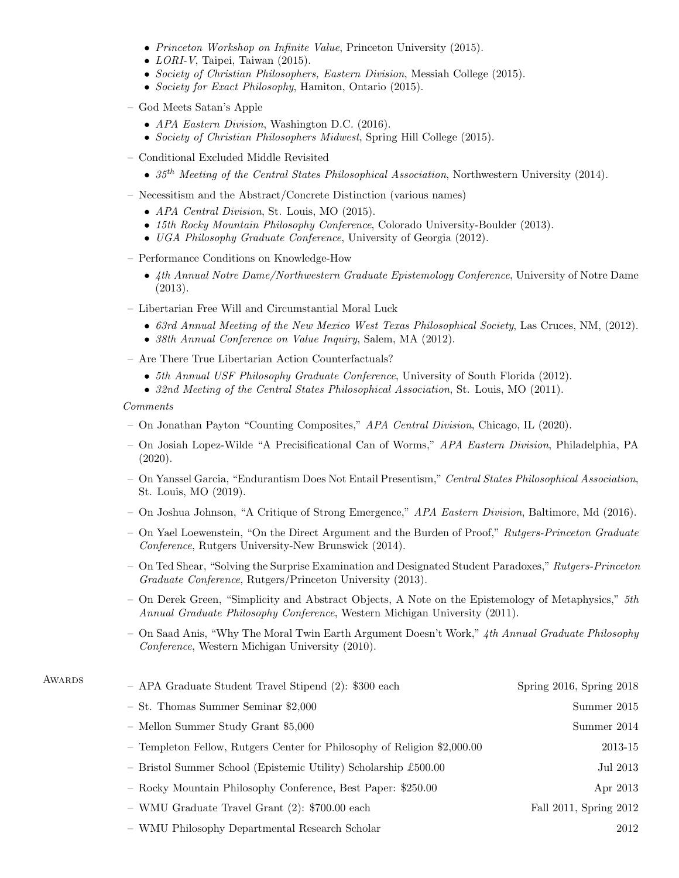- *Princeton Workshop on Infinite Value*, Princeton University (2015).
  - *LORI-V*, Taipei, Taiwan (2015).
  - *Society of Christian Philosophers, Eastern Division*, Messiah College (2015).
  - *Society for Exact Philosophy*, Hamiton, Ontario (2015).

- God Meets Satan's Apple
  - *APA Eastern Division*, Washington D.C. (2016).
  - *Society of Christian Philosophers Midwest*, Spring Hill College (2015).
- Conditional Excluded Middle Revisited
  - *35th Meeting of the Central States Philosophical Association*, Northwestern University (2014).
- Necessitism and the Abstract/Concrete Distinction (various names)
  - *APA Central Division*, St. Louis, MO (2015).
  - *15th Rocky Mountain Philosophy Conference*, Colorado University-Boulder (2013).
  - *UGA Philosophy Graduate Conference*, University of Georgia (2012).
- Performance Conditions on Knowledge-How
  - *4th Annual Notre Dame/Northwestern Graduate Epistemology Conference*, University of Notre Dame (2013).
- Libertarian Free Will and Circumstantial Moral Luck
  - *63rd Annual Meeting of the New Mexico West Texas Philosophical Society*, Las Cruces, NM, (2012).
  - *38th Annual Conference on Value Inquiry*, Salem, MA (2012).
- Are There True Libertarian Action Counterfactuals?
  - *5th Annual USF Philosophy Graduate Conference*, University of South Florida (2012).
  - *32nd Meeting of the Central States Philosophical Association*, St. Louis, MO (2011).

*Comments*

- On Jonathan Payton "Counting Composites," *APA Central Division*, Chicago, IL (2020).
- On Josiah Lopez-Wilde "A Precisificational Can of Worms," *APA Eastern Division*, Philadelphia, PA (2020).
- On Yanssel Garcia, "Endurantism Does Not Entail Presentism," *Central States Philosophical Association*, St. Louis, MO (2019).
- On Joshua Johnson, "A Critique of Strong Emergence," *APA Eastern Division*, Baltimore, Md (2016).
- On Yael Loewenstein, "On the Direct Argument and the Burden of Proof," *Rutgers-Princeton Graduate Conference*, Rutgers University-New Brunswick (2014).
- On Ted Shear, "Solving the Surprise Examination and Designated Student Paradoxes," *Rutgers-Princeton Graduate Conference*, Rutgers/Princeton University (2013).
- On Derek Green, "Simplicity and Abstract Objects, A Note on the Epistemology of Metaphysics," *5th Annual Graduate Philosophy Conference*, Western Michigan University (2011).
- On Saad Anis, "Why The Moral Twin Earth Argument Doesn't Work," *4th Annual Graduate Philosophy Conference*, Western Michigan University (2010).

## Awards

- APA Graduate Student Travel Stipend (2): $300 each — Spring 2016, Spring 2018
- St. Thomas Summer Seminar $2,000 — Summer 2015
- Mellon Summer Study Grant $5,000 — Summer 2014
- Templeton Fellow, Rutgers Center for Philosophy of Religion $2,000.00 — 2013-15
- Bristol Summer School (Epistemic Utility) Scholarship £500.00 — Jul 2013
- Rocky Mountain Philosophy Conference, Best Paper: $250.00 — Apr 2013
- WMU Graduate Travel Grant (2): $700.00 each — Fall 2011, Spring 2012
- WMU Philosophy Departmental Research Scholar — 2012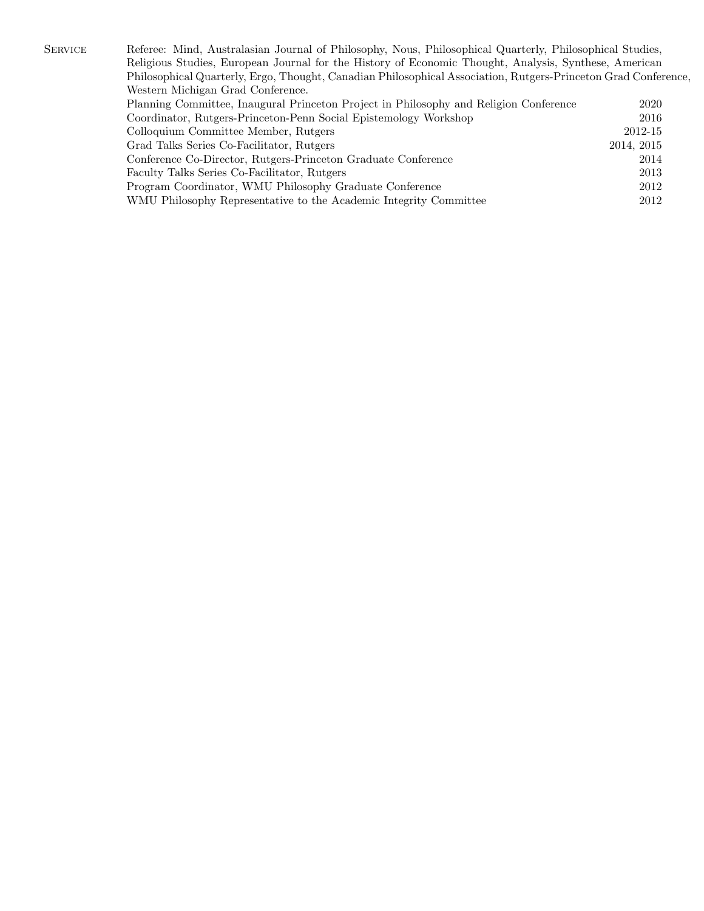## Service

Referee: Mind, Australasian Journal of Philosophy, Nous, Philosophical Quarterly, Philosophical Studies, Religious Studies, European Journal for the History of Economic Thought, Analysis, Synthese, American Philosophical Quarterly, Ergo, Thought, Canadian Philosophical Association, Rutgers-Princeton Grad Conference, Western Michigan Grad Conference.

| | |
|---|---|
| Planning Committee, Inaugural Princeton Project in Philosophy and Religion Conference | 2020 |
| Coordinator, Rutgers-Princeton-Penn Social Epistemology Workshop | 2016 |
| Colloquium Committee Member, Rutgers | 2012-15 |
| Grad Talks Series Co-Facilitator, Rutgers | 2014, 2015 |
| Conference Co-Director, Rutgers-Princeton Graduate Conference | 2014 |
| Faculty Talks Series Co-Facilitator, Rutgers | 2013 |
| Program Coordinator, WMU Philosophy Graduate Conference | 2012 |
| WMU Philosophy Representative to the Academic Integrity Committee | 2012 |